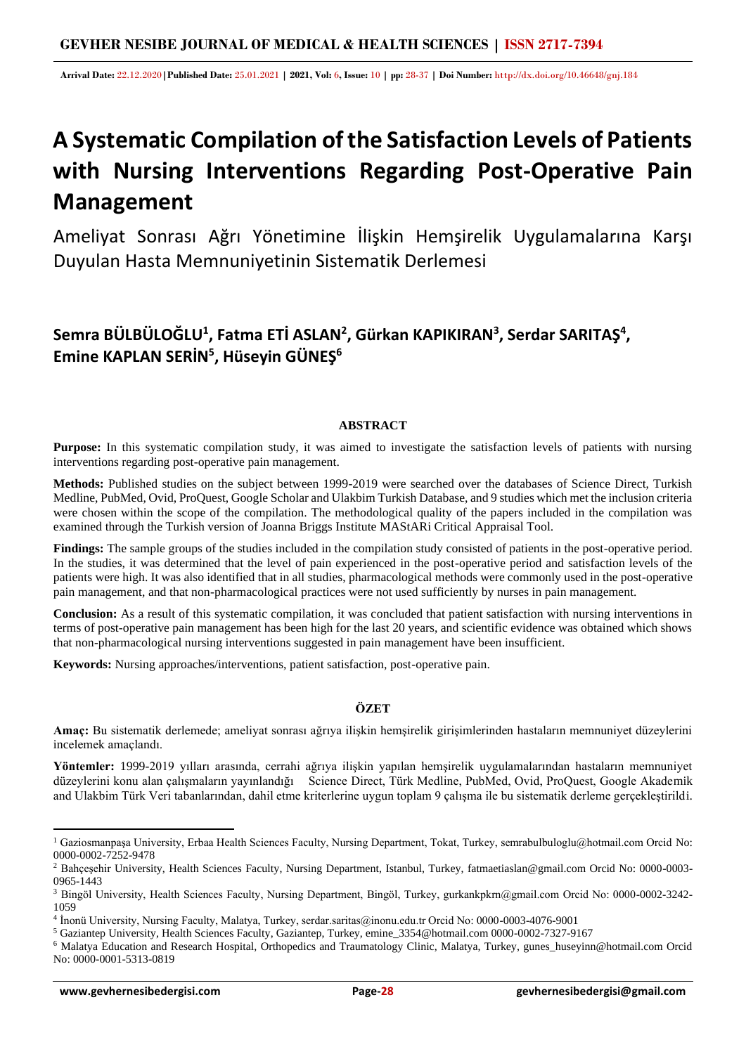# A Systematic Compilation of the Satisfaction Levels of Patients with Nursing Interventions Regarding Post-Operative Pain Management

Ameliyat Sonrası Ağrı Yönetimine İlişkin Hemşirelik Uygulamalarına Karşı Duyulan Hasta Memnuniyetinin Sistematik Derlemesi

**Semra BÜLBÜLOĞLU[1], Fatma ETİ ASLAN[2], Gürkan KAPIKIRAN[3], Serdar SARITAŞ[4], Emine KAPLAN SERİN[5], Hüseyin GÜNEŞ[6]**

## ABSTRACT

**Purpose:** In this systematic compilation study, it was aimed to investigate the satisfaction levels of patients with nursing interventions regarding post-operative pain management.

**Methods:** Published studies on the subject between 1999-2019 were searched over the databases of Science Direct, Turkish Medline, PubMed, Ovid, ProQuest, Google Scholar and Ulakbim Turkish Database, and 9 studies which met the inclusion criteria were chosen within the scope of the compilation. The methodological quality of the papers included in the compilation was examined through the Turkish version of Joanna Briggs Institute MAStARi Critical Appraisal Tool.

**Findings:** The sample groups of the studies included in the compilation study consisted of patients in the post-operative period. In the studies, it was determined that the level of pain experienced in the post-operative period and satisfaction levels of the patients were high. It was also identified that in all studies, pharmacological methods were commonly used in the post-operative pain management, and that non-pharmacological practices were not used sufficiently by nurses in pain management.

**Conclusion:** As a result of this systematic compilation, it was concluded that patient satisfaction with nursing interventions in terms of post-operative pain management has been high for the last 20 years, and scientific evidence was obtained which shows that non-pharmacological nursing interventions suggested in pain management have been insufficient.

**Keywords:** Nursing approaches/interventions, patient satisfaction, post-operative pain.

## ÖZET

**Amaç:** Bu sistematik derlemede; ameliyat sonrası ağrıya ilişkin hemşirelik girişimlerinden hastaların memnuniyet düzeylerini incelemek amaçlandı.

**Yöntemler:** 1999-2019 yılları arasında, cerrahi ağrıya ilişkin yapılan hemşirelik uygulamalarından hastaların memnuniyet düzeylerini konu alan çalışmaların yayınlandığı Science Direct, Türk Medline, PubMed, Ovid, ProQuest, Google Akademik and Ulakbim Türk Veri tabanlarından, dahil etme kriterlerine uygun toplam 9 çalışma ile bu sistematik derleme gerçekleştirildi.

---

[1] Gaziosmanpaşa University, Erbaa Health Sciences Faculty, Nursing Department, Tokat, Turkey, semrabulbuloglu@hotmail.com Orcid No: 0000-0002-7252-9478

[2] Bahçeşehir University, Health Sciences Faculty, Nursing Department, Istanbul, Turkey, fatmaetiaslan@gmail.com Orcid No: 0000-0003-0965-1443

[3] Bingöl University, Health Sciences Faculty, Nursing Department, Bingöl, Turkey, gurkankpkrn@gmail.com Orcid No: 0000-0002-3242-1059

[4] İnonü University, Nursing Faculty, Malatya, Turkey, serdar.saritas@inonu.edu.tr Orcid No: 0000-0003-4076-9001

[5] Gaziantep University, Health Sciences Faculty, Gaziantep, Turkey, emine_3354@hotmail.com 0000-0002-7327-9167

[6] Malatya Education and Research Hospital, Orthopedics and Traumatology Clinic, Malatya, Turkey, gunes_huseyinn@hotmail.com Orcid No: 0000-0001-5313-0819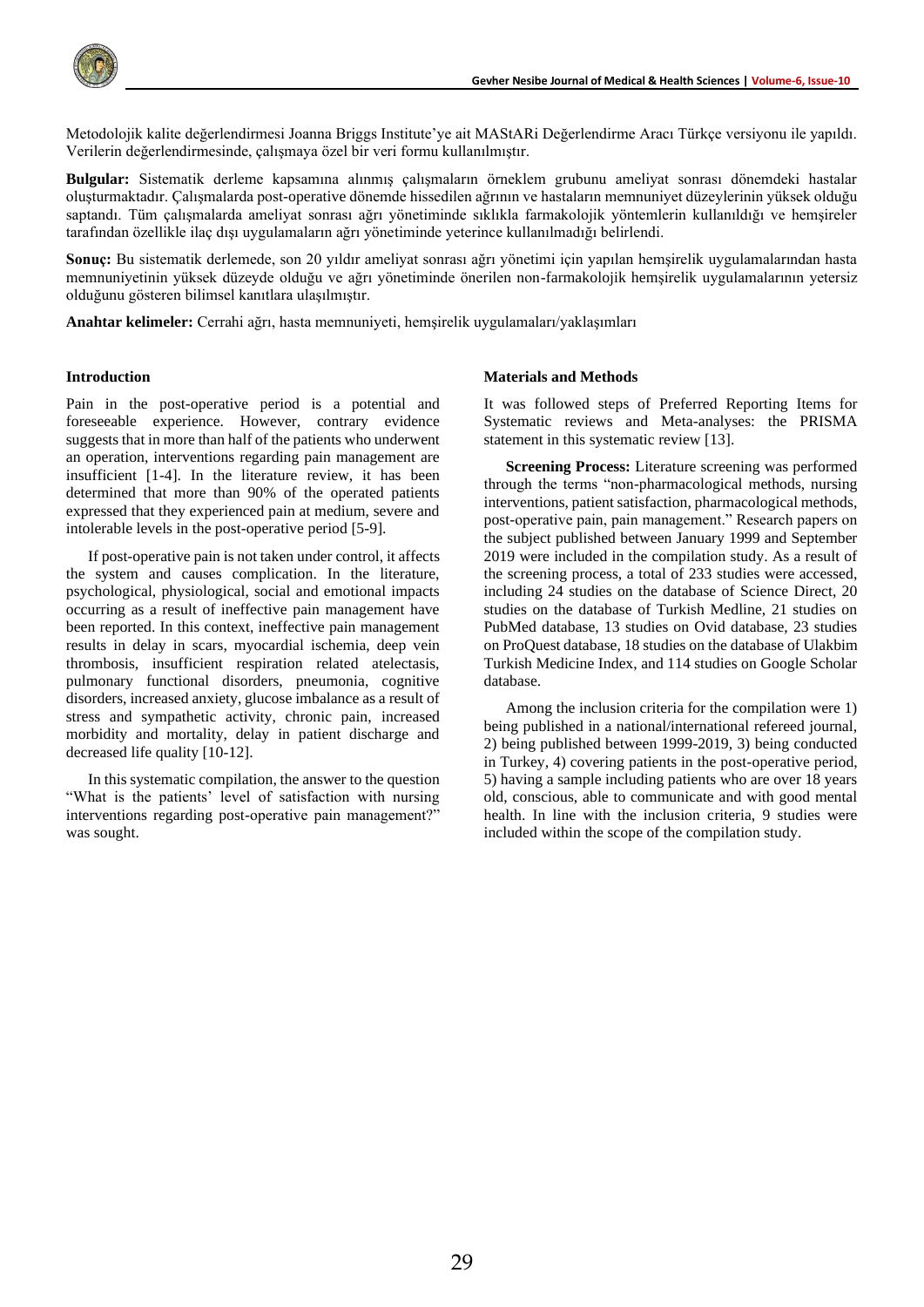Metodolojik kalite değerlendirmesi Joanna Briggs Institute'ye ait MAStARi Değerlendirme Aracı Türkçe versiyonu ile yapıldı. Verilerin değerlendirmesinde, çalışmaya özel bir veri formu kullanılmıştır.

**Bulgular:** Sistematik derleme kapsamına alınmış çalışmaların örneklem grubunu ameliyat sonrası dönemdeki hastalar oluşturmaktadır. Çalışmalarda post-operative dönemde hissedilen ağrının ve hastaların memnuniyet düzeylerinin yüksek olduğu saptandı. Tüm çalışmalarda ameliyat sonrası ağrı yönetiminde sıklıkla farmakolojik yöntemlerin kullanıldığı ve hemşireler tarafından özellikle ilaç dışı uygulamaların ağrı yönetiminde yeterince kullanılmadığı belirlendi.

**Sonuç:** Bu sistematik derlemede, son 20 yıldır ameliyat sonrası ağrı yönetimi için yapılan hemşirelik uygulamalarından hasta memnuniyetinin yüksek düzeyde olduğu ve ağrı yönetiminde önerilen non-farmakolojik hemşirelik uygulamalarının yetersiz olduğunu gösteren bilimsel kanıtlara ulaşılmıştır.

**Anahtar kelimeler:** Cerrahi ağrı, hasta memnuniyeti, hemşirelik uygulamaları/yaklaşımları

## Introduction

Pain in the post-operative period is a potential and foreseeable experience. However, contrary evidence suggests that in more than half of the patients who underwent an operation, interventions regarding pain management are insufficient [1-4]. In the literature review, it has been determined that more than 90% of the operated patients expressed that they experienced pain at medium, severe and intolerable levels in the post-operative period [5-9].

If post-operative pain is not taken under control, it affects the system and causes complication. In the literature, psychological, physiological, social and emotional impacts occurring as a result of ineffective pain management have been reported. In this context, ineffective pain management results in delay in scars, myocardial ischemia, deep vein thrombosis, insufficient respiration related atelectasis, pulmonary functional disorders, pneumonia, cognitive disorders, increased anxiety, glucose imbalance as a result of stress and sympathetic activity, chronic pain, increased morbidity and mortality, delay in patient discharge and decreased life quality [10-12].

In this systematic compilation, the answer to the question "What is the patients' level of satisfaction with nursing interventions regarding post-operative pain management?" was sought.

## Materials and Methods

It was followed steps of Preferred Reporting Items for Systematic reviews and Meta-analyses: the PRISMA statement in this systematic review [13].

**Screening Process:** Literature screening was performed through the terms "non-pharmacological methods, nursing interventions, patient satisfaction, pharmacological methods, post-operative pain, pain management." Research papers on the subject published between January 1999 and September 2019 were included in the compilation study. As a result of the screening process, a total of 233 studies were accessed, including 24 studies on the database of Science Direct, 20 studies on the database of Turkish Medline, 21 studies on PubMed database, 13 studies on Ovid database, 23 studies on ProQuest database, 18 studies on the database of Ulakbim Turkish Medicine Index, and 114 studies on Google Scholar database.

Among the inclusion criteria for the compilation were 1) being published in a national/international refereed journal, 2) being published between 1999-2019, 3) being conducted in Turkey, 4) covering patients in the post-operative period, 5) having a sample including patients who are over 18 years old, conscious, able to communicate and with good mental health. In line with the inclusion criteria, 9 studies were included within the scope of the compilation study.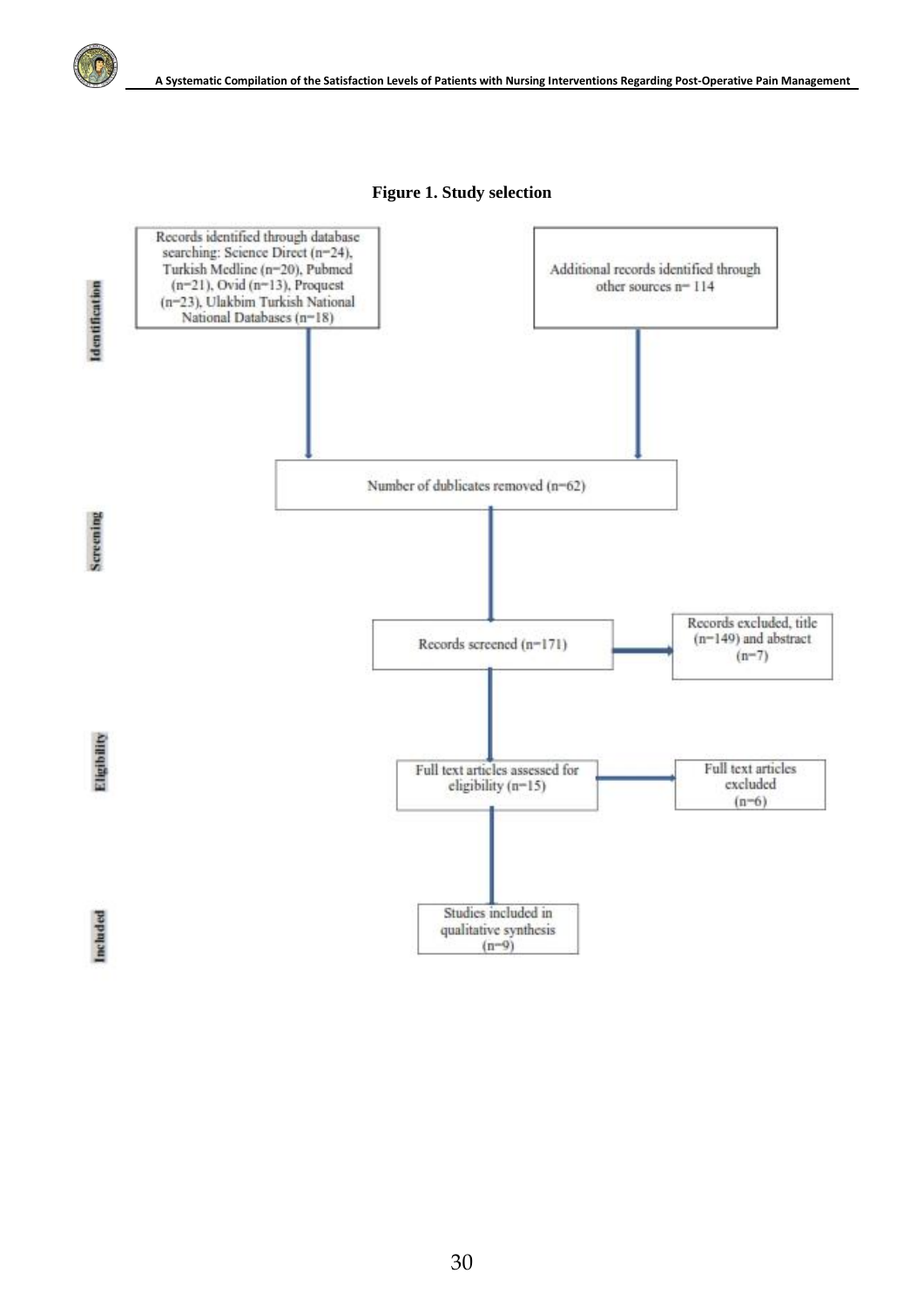**Figure 1. Study selection**

**Identification**

Records identified through database searching: Science Direct (n=24), Turkish Medline (n=20), Pubmed (n=21), Ovid (n=13), Proquest (n=23), Ulakbim Turkish National National Databases (n=18)

Additional records identified through other sources n= 114

**Screening**

Number of dublicates removed (n=62)

Records screened (n=171)

Records excluded, title (n=149) and abstract (n=7)

**Eligibility**

Full text articles assessed for eligibility (n=15)

Full text articles excluded (n=6)

**Included**

Studies included in qualitative synthesis (n=9)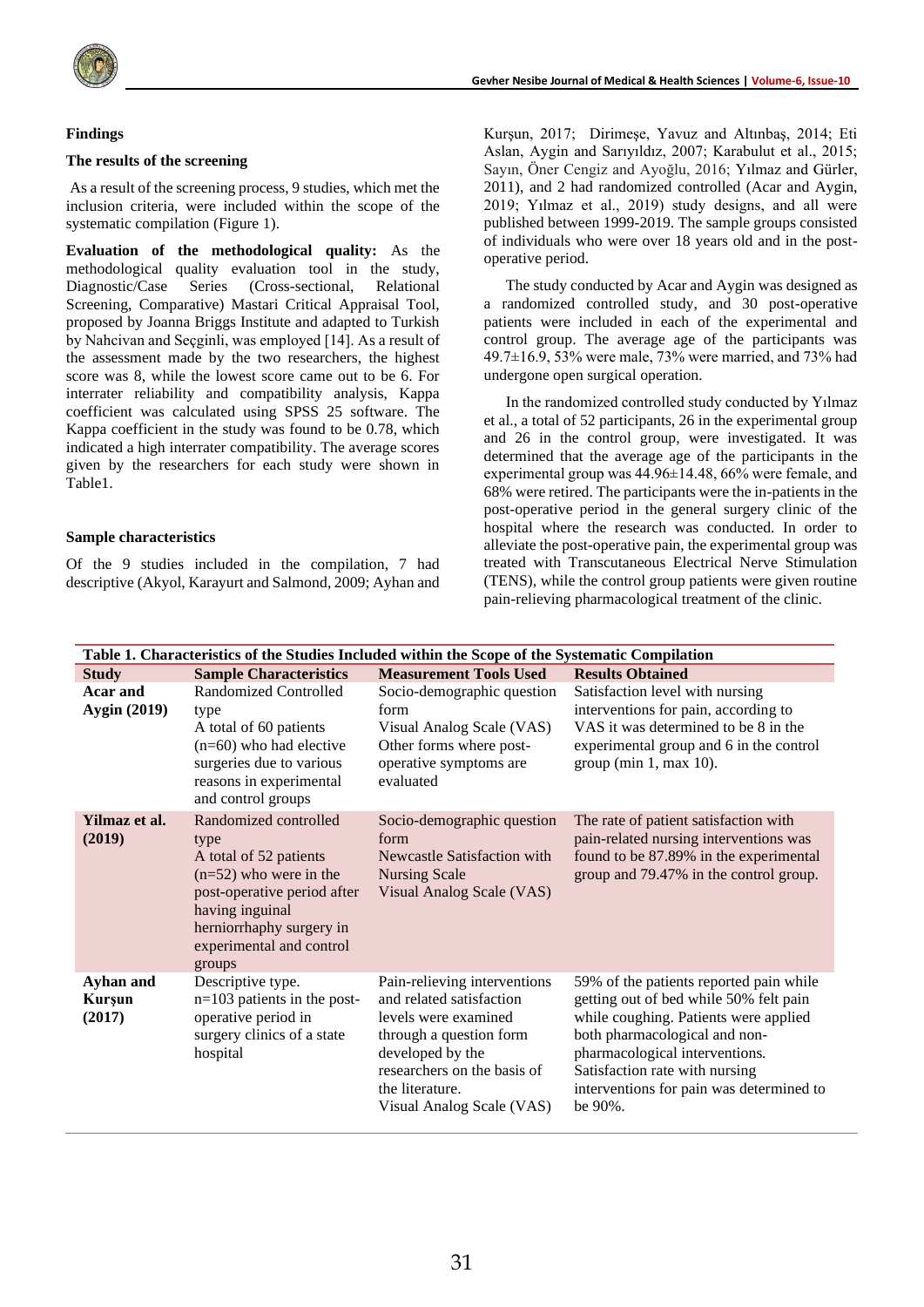## Findings

### The results of the screening

As a result of the screening process, 9 studies, which met the inclusion criteria, were included within the scope of the systematic compilation (Figure 1).

**Evaluation of the methodological quality:** As the methodological quality evaluation tool in the study, Diagnostic/Case Series (Cross-sectional, Relational Screening, Comparative) Mastari Critical Appraisal Tool, proposed by Joanna Briggs Institute and adapted to Turkish by Nahcivan and Seçginli, was employed [14]. As a result of the assessment made by the two researchers, the highest score was 8, while the lowest score came out to be 6. For interrater reliability and compatibility analysis, Kappa coefficient was calculated using SPSS 25 software. The Kappa coefficient in the study was found to be 0.78, which indicated a high interrater compatibility. The average scores given by the researchers for each study were shown in Table1.

### Sample characteristics

Of the 9 studies included in the compilation, 7 had descriptive (Akyol, Karayurt and Salmond, 2009; Ayhan and Kurşun, 2017; Dirimeşe, Yavuz and Altınbaş, 2014; Eti Aslan, Aygin and Sarıyıldız, 2007; Karabulut et al., 2015; Sayın, Öner Cengiz and Ayoğlu, 2016; Yılmaz and Gürler, 2011), and 2 had randomized controlled (Acar and Aygin, 2019; Yılmaz et al., 2019) study designs, and all were published between 1999-2019. The sample groups consisted of individuals who were over 18 years old and in the post-operative period.

The study conducted by Acar and Aygin was designed as a randomized controlled study, and 30 post-operative patients were included in each of the experimental and control group. The average age of the participants was 49.7±16.9, 53% were male, 73% were married, and 73% had undergone open surgical operation.

In the randomized controlled study conducted by Yılmaz et al., a total of 52 participants, 26 in the experimental group and 26 in the control group, were investigated. It was determined that the average age of the participants in the experimental group was 44.96±14.48, 66% were female, and 68% were retired. The participants were the in-patients in the post-operative period in the general surgery clinic of the hospital where the research was conducted. In order to alleviate the post-operative pain, the experimental group was treated with Transcutaneous Electrical Nerve Stimulation (TENS), while the control group patients were given routine pain-relieving pharmacological treatment of the clinic.

**Table 1. Characteristics of the Studies Included within the Scope of the Systematic Compilation**

| Study | Sample Characteristics | Measurement Tools Used | Results Obtained |
|---|---|---|---|
| **Acar and Aygin (2019)** | Randomized Controlled type<br>A total of 60 patients (n=60) who had elective surgeries due to various reasons in experimental and control groups | Socio-demographic question form<br>Visual Analog Scale (VAS)<br>Other forms where post-operative symptoms are evaluated | Satisfaction level with nursing interventions for pain, according to VAS it was determined to be 8 in the experimental group and 6 in the control group (min 1, max 10). |
| **Yilmaz et al. (2019)** | Randomized controlled type<br>A total of 52 patients (n=52) who were in the post-operative period after having inguinal herniorrhaphy surgery in experimental and control groups | Socio-demographic question form<br>Newcastle Satisfaction with Nursing Scale<br>Visual Analog Scale (VAS) | The rate of patient satisfaction with pain-related nursing interventions was found to be 87.89% in the experimental group and 79.47% in the control group. |
| **Ayhan and Kurşun (2017)** | Descriptive type.<br>n=103 patients in the post-operative period in surgery clinics of a state hospital | Pain-relieving interventions and related satisfaction levels were examined through a question form developed by the researchers on the basis of the literature.<br>Visual Analog Scale (VAS) | 59% of the patients reported pain while getting out of bed while 50% felt pain while coughing. Patients were applied both pharmacological and non-pharmacological interventions. Satisfaction rate with nursing interventions for pain was determined to be 90%. |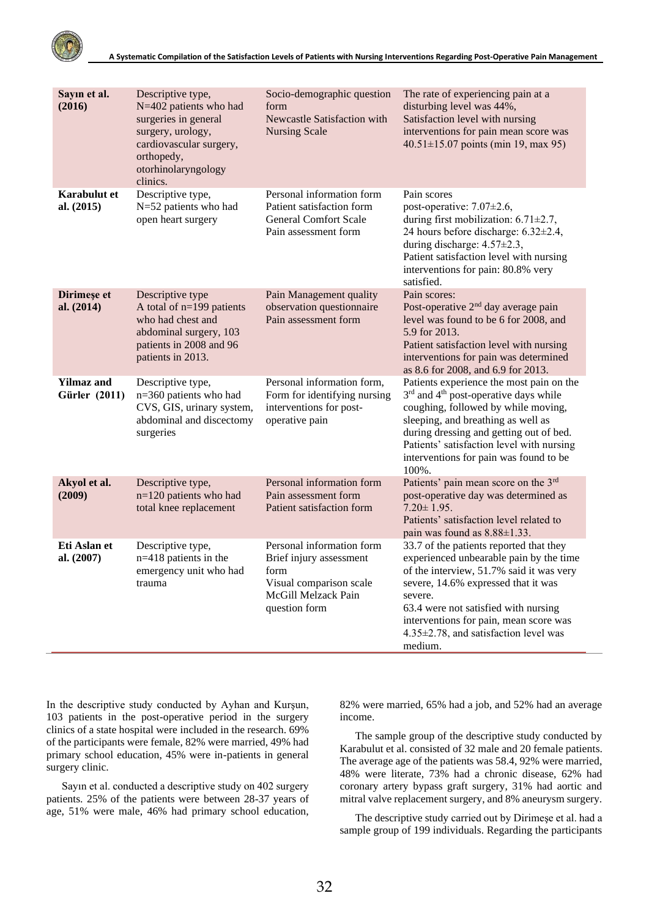| | | | |
|---|---|---|---|
| **Sayın et al. (2016)** | Descriptive type, N=402 patients who had surgeries in general surgery, urology, cardiovascular surgery, orthopedy, otorhinolaryngology clinics. | Socio-demographic question form<br>Newcastle Satisfaction with Nursing Scale | The rate of experiencing pain at a disturbing level was 44%,<br>Satisfaction level with nursing interventions for pain mean score was 40.51±15.07 points (min 19, max 95) |
| **Karabulut et al. (2015)** | Descriptive type, N=52 patients who had open heart surgery | Personal information form<br>Patient satisfaction form<br>General Comfort Scale<br>Pain assessment form | Pain scores<br>post-operative: 7.07±2.6,<br>during first mobilization: 6.71±2.7,<br>24 hours before discharge: 6.32±2.4,<br>during discharge: 4.57±2.3,<br>Patient satisfaction level with nursing interventions for pain: 80.8% very satisfied. |
| **Dirimeşe et al. (2014)** | Descriptive type<br>A total of n=199 patients who had chest and abdominal surgery, 103 patients in 2008 and 96 patients in 2013. | Pain Management quality observation questionnaire<br>Pain assessment form | Pain scores:<br>Post-operative 2nd day average pain level was found to be 6 for 2008, and 5.9 for 2013.<br>Patient satisfaction level with nursing interventions for pain was determined as 8.6 for 2008, and 6.9 for 2013. |
| **Yilmaz and Gürler (2011)** | Descriptive type, n=360 patients who had CVS, GIS, urinary system, abdominal and discectomy surgeries | Personal information form,<br>Form for identifying nursing interventions for post-operative pain | Patients experience the most pain on the 3rd and 4th post-operative days while coughing, followed by while moving, sleeping, and breathing as well as during dressing and getting out of bed.<br>Patients' satisfaction level with nursing interventions for pain was found to be 100%. |
| **Akyol et al. (2009)** | Descriptive type, n=120 patients who had total knee replacement | Personal information form<br>Pain assessment form<br>Patient satisfaction form | Patients' pain mean score on the 3rd post-operative day was determined as 7.20± 1.95.<br>Patients' satisfaction level related to pain was found as 8.88±1.33. |
| **Eti Aslan et al. (2007)** | Descriptive type, n=418 patients in the emergency unit who had trauma | Personal information form<br>Brief injury assessment form<br>Visual comparison scale<br>McGill Melzack Pain question form | 33.7 of the patients reported that they experienced unbearable pain by the time of the interview, 51.7% said it was very severe, 14.6% expressed that it was severe.<br>63.4 were not satisfied with nursing interventions for pain, mean score was 4.35±2.78, and satisfaction level was medium. |

In the descriptive study conducted by Ayhan and Kurşun, 103 patients in the post-operative period in the surgery clinics of a state hospital were included in the research. 69% of the participants were female, 82% were married, 49% had primary school education, 45% were in-patients in general surgery clinic.

Sayın et al. conducted a descriptive study on 402 surgery patients. 25% of the patients were between 28-37 years of age, 51% were male, 46% had primary school education, 82% were married, 65% had a job, and 52% had an average income.

The sample group of the descriptive study conducted by Karabulut et al. consisted of 32 male and 20 female patients. The average age of the patients was 58.4, 92% were married, 48% were literate, 73% had a chronic disease, 62% had coronary artery bypass graft surgery, 31% had aortic and mitral valve replacement surgery, and 8% aneurysm surgery.

The descriptive study carried out by Dirimeşe et al. had a sample group of 199 individuals. Regarding the participants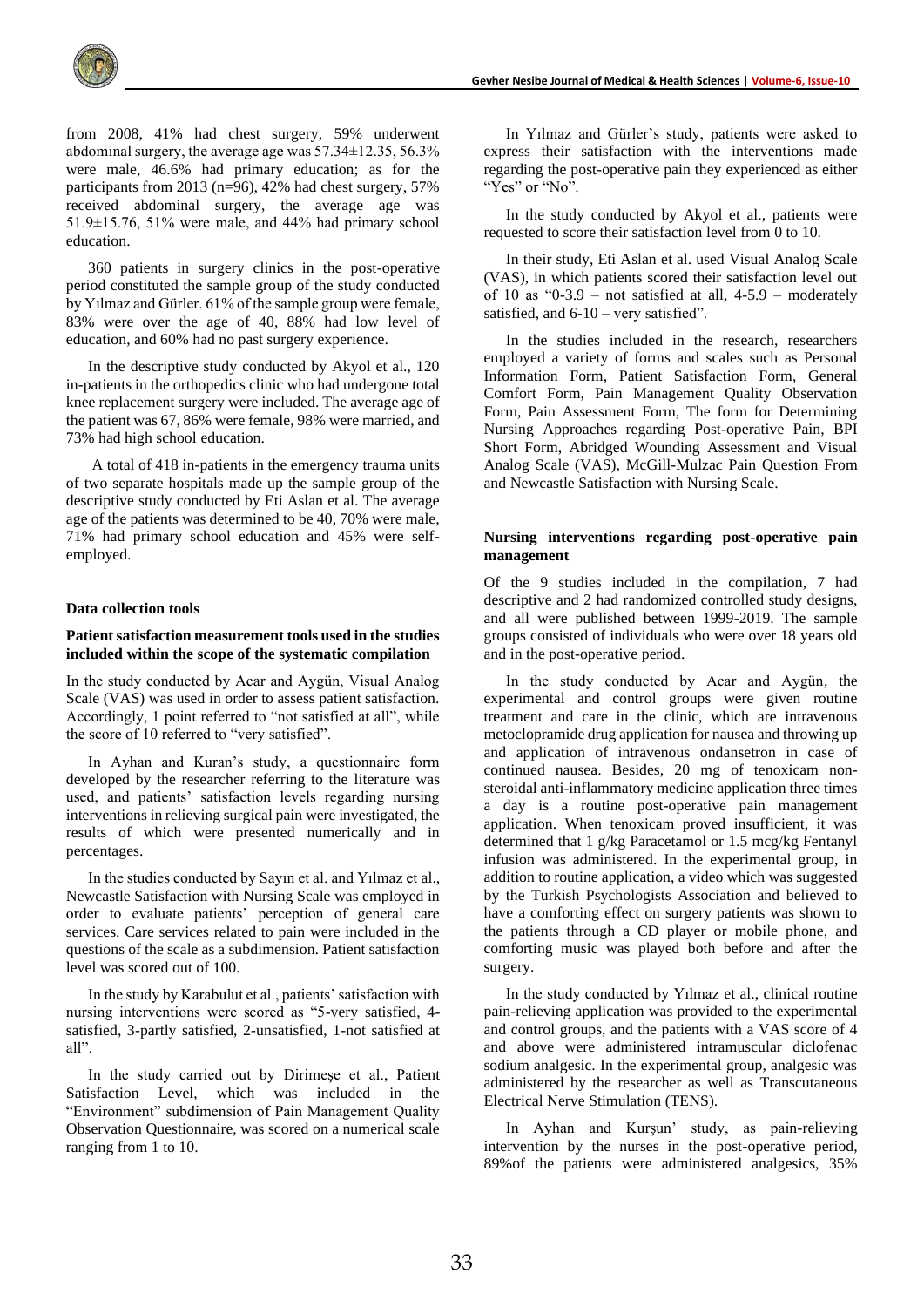from 2008, 41% had chest surgery, 59% underwent abdominal surgery, the average age was 57.34±12.35, 56.3% were male, 46.6% had primary education; as for the participants from 2013 (n=96), 42% had chest surgery, 57% received abdominal surgery, the average age was 51.9±15.76, 51% were male, and 44% had primary school education.

360 patients in surgery clinics in the post-operative period constituted the sample group of the study conducted by Yılmaz and Gürler. 61% of the sample group were female, 83% were over the age of 40, 88% had low level of education, and 60% had no past surgery experience.

In the descriptive study conducted by Akyol et al., 120 in-patients in the orthopedics clinic who had undergone total knee replacement surgery were included. The average age of the patient was 67, 86% were female, 98% were married, and 73% had high school education.

A total of 418 in-patients in the emergency trauma units of two separate hospitals made up the sample group of the descriptive study conducted by Eti Aslan et al. The average age of the patients was determined to be 40, 70% were male, 71% had primary school education and 45% were self-employed.

#### Data collection tools

#### Patient satisfaction measurement tools used in the studies included within the scope of the systematic compilation

In the study conducted by Acar and Aygün, Visual Analog Scale (VAS) was used in order to assess patient satisfaction. Accordingly, 1 point referred to "not satisfied at all", while the score of 10 referred to "very satisfied".

In Ayhan and Kuran's study, a questionnaire form developed by the researcher referring to the literature was used, and patients' satisfaction levels regarding nursing interventions in relieving surgical pain were investigated, the results of which were presented numerically and in percentages.

In the studies conducted by Sayın et al. and Yılmaz et al., Newcastle Satisfaction with Nursing Scale was employed in order to evaluate patients' perception of general care services. Care services related to pain were included in the questions of the scale as a subdimension. Patient satisfaction level was scored out of 100.

In the study by Karabulut et al., patients' satisfaction with nursing interventions were scored as "5-very satisfied, 4-satisfied, 3-partly satisfied, 2-unsatisfied, 1-not satisfied at all".

In the study carried out by Dirimeşe et al., Patient Satisfaction Level, which was included in the "Environment" subdimension of Pain Management Quality Observation Questionnaire, was scored on a numerical scale ranging from 1 to 10.

In Yılmaz and Gürler's study, patients were asked to express their satisfaction with the interventions made regarding the post-operative pain they experienced as either "Yes" or "No".

In the study conducted by Akyol et al., patients were requested to score their satisfaction level from 0 to 10.

In their study, Eti Aslan et al. used Visual Analog Scale (VAS), in which patients scored their satisfaction level out of 10 as "0-3.9 – not satisfied at all, 4-5.9 – moderately satisfied, and 6-10 – very satisfied".

In the studies included in the research, researchers employed a variety of forms and scales such as Personal Information Form, Patient Satisfaction Form, General Comfort Form, Pain Management Quality Observation Form, Pain Assessment Form, The form for Determining Nursing Approaches regarding Post-operative Pain, BPI Short Form, Abridged Wounding Assessment and Visual Analog Scale (VAS), McGill-Mulzac Pain Question From and Newcastle Satisfaction with Nursing Scale.

#### Nursing interventions regarding post-operative pain management

Of the 9 studies included in the compilation, 7 had descriptive and 2 had randomized controlled study designs, and all were published between 1999-2019. The sample groups consisted of individuals who were over 18 years old and in the post-operative period.

In the study conducted by Acar and Aygün, the experimental and control groups were given routine treatment and care in the clinic, which are intravenous metoclopramide drug application for nausea and throwing up and application of intravenous ondansetron in case of continued nausea. Besides, 20 mg of tenoxicam non-steroidal anti-inflammatory medicine application three times a day is a routine post-operative pain management application. When tenoxicam proved insufficient, it was determined that 1 g/kg Paracetamol or 1.5 mcg/kg Fentanyl infusion was administered. In the experimental group, in addition to routine application, a video which was suggested by the Turkish Psychologists Association and believed to have a comforting effect on surgery patients was shown to the patients through a CD player or mobile phone, and comforting music was played both before and after the surgery.

In the study conducted by Yılmaz et al., clinical routine pain-relieving application was provided to the experimental and control groups, and the patients with a VAS score of 4 and above were administered intramuscular diclofenac sodium analgesic. In the experimental group, analgesic was administered by the researcher as well as Transcutaneous Electrical Nerve Stimulation (TENS).

In Ayhan and Kurşun' study, as pain-relieving intervention by the nurses in the post-operative period, 89%of the patients were administered analgesics, 35%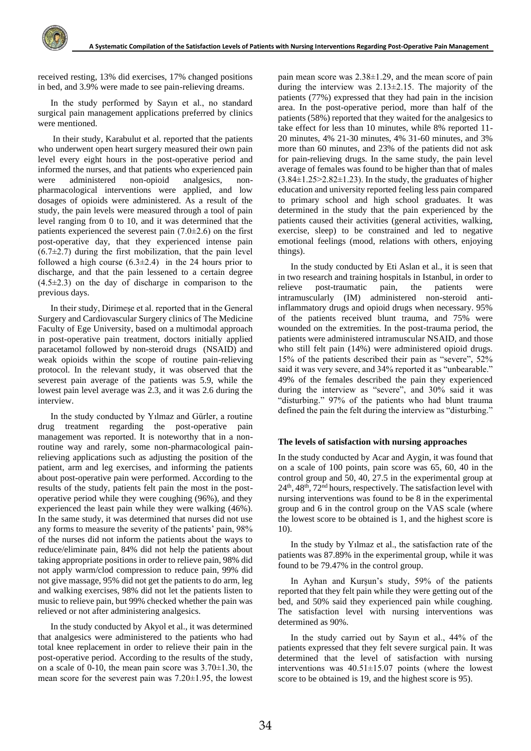received resting, 13% did exercises, 17% changed positions in bed, and 3.9% were made to see pain-relieving dreams.

In the study performed by Sayın et al., no standard surgical pain management applications preferred by clinics were mentioned.

In their study, Karabulut et al. reported that the patients who underwent open heart surgery measured their own pain level every eight hours in the post-operative period and informed the nurses, and that patients who experienced pain were administered non-opioid analgesics, non-pharmacological interventions were applied, and low dosages of opioids were administered. As a result of the study, the pain levels were measured through a tool of pain level ranging from 0 to 10, and it was determined that the patients experienced the severest pain (7.0±2.6) on the first post-operative day, that they experienced intense pain (6.7±2.7) during the first mobilization, that the pain level followed a high course (6.3±2.4) in the 24 hours prior to discharge, and that the pain lessened to a certain degree (4.5±2.3) on the day of discharge in comparison to the previous days.

In their study, Dirimeşe et al. reported that in the General Surgery and Cardiovascular Surgery clinics of The Medicine Faculty of Ege University, based on a multimodal approach in post-operative pain treatment, doctors initially applied paracetamol followed by non-steroid drugs (NSAID) and weak opioids within the scope of routine pain-relieving protocol. In the relevant study, it was observed that the severest pain average of the patients was 5.9, while the lowest pain level average was 2.3, and it was 2.6 during the interview.

In the study conducted by Yılmaz and Gürler, a routine drug treatment regarding the post-operative pain management was reported. It is noteworthy that in a non-routine way and rarely, some non-pharmacological pain-relieving applications such as adjusting the position of the patient, arm and leg exercises, and informing the patients about post-operative pain were performed. According to the results of the study, patients felt pain the most in the post-operative period while they were coughing (96%), and they experienced the least pain while they were walking (46%). In the same study, it was determined that nurses did not use any forms to measure the severity of the patients' pain, 98% of the nurses did not inform the patients about the ways to reduce/eliminate pain, 84% did not help the patients about taking appropriate positions in order to relieve pain, 98% did not apply warm/clod compression to reduce pain, 99% did not give massage, 95% did not get the patients to do arm, leg and walking exercises, 98% did not let the patients listen to music to relieve pain, but 99% checked whether the pain was relieved or not after administering analgesics.

In the study conducted by Akyol et al., it was determined that analgesics were administered to the patients who had total knee replacement in order to relieve their pain in the post-operative period. According to the results of the study, on a scale of 0-10, the mean pain score was 3.70±1.30, the mean score for the severest pain was 7.20±1.95, the lowest pain mean score was 2.38±1.29, and the mean score of pain during the interview was 2.13±2.15. The majority of the patients (77%) expressed that they had pain in the incision area. In the post-operative period, more than half of the patients (58%) reported that they waited for the analgesics to take effect for less than 10 minutes, while 8% reported 11-20 minutes, 4% 21-30 minutes, 4% 31-60 minutes, and 3% more than 60 minutes, and 23% of the patients did not ask for pain-relieving drugs. In the same study, the pain level average of females was found to be higher than that of males (3.84±1.25>2.82±1.23). In the study, the graduates of higher education and university reported feeling less pain compared to primary school and high school graduates. It was determined in the study that the pain experienced by the patients caused their activities (general activities, walking, exercise, sleep) to be constrained and led to negative emotional feelings (mood, relations with others, enjoying things).

In the study conducted by Eti Aslan et al., it is seen that in two research and training hospitals in Istanbul, in order to relieve post-traumatic pain, the patients were intramuscularly (IM) administered non-steroid anti-inflammatory drugs and opioid drugs when necessary. 95% of the patients received blunt trauma, and 75% were wounded on the extremities. In the post-trauma period, the patients were administered intramuscular NSAID, and those who still felt pain (14%) were administered opioid drugs. 15% of the patients described their pain as "severe", 52% said it was very severe, and 34% reported it as "unbearable." 49% of the females described the pain they experienced during the interview as "severe", and 30% said it was "disturbing." 97% of the patients who had blunt trauma defined the pain the felt during the interview as "disturbing."

### The levels of satisfaction with nursing approaches

In the study conducted by Acar and Aygin, it was found that on a scale of 100 points, pain score was 65, 60, 40 in the control group and 50, 40, 27.5 in the experimental group at 24th, 48th, 72nd hours, respectively. The satisfaction level with nursing interventions was found to be 8 in the experimental group and 6 in the control group on the VAS scale (where the lowest score to be obtained is 1, and the highest score is 10).

In the study by Yılmaz et al., the satisfaction rate of the patients was 87.89% in the experimental group, while it was found to be 79.47% in the control group.

In Ayhan and Kurşun's study, 59% of the patients reported that they felt pain while they were getting out of the bed, and 50% said they experienced pain while coughing. The satisfaction level with nursing interventions was determined as 90%.

In the study carried out by Sayın et al., 44% of the patients expressed that they felt severe surgical pain. It was determined that the level of satisfaction with nursing interventions was 40.51±15.07 points (where the lowest score to be obtained is 19, and the highest score is 95).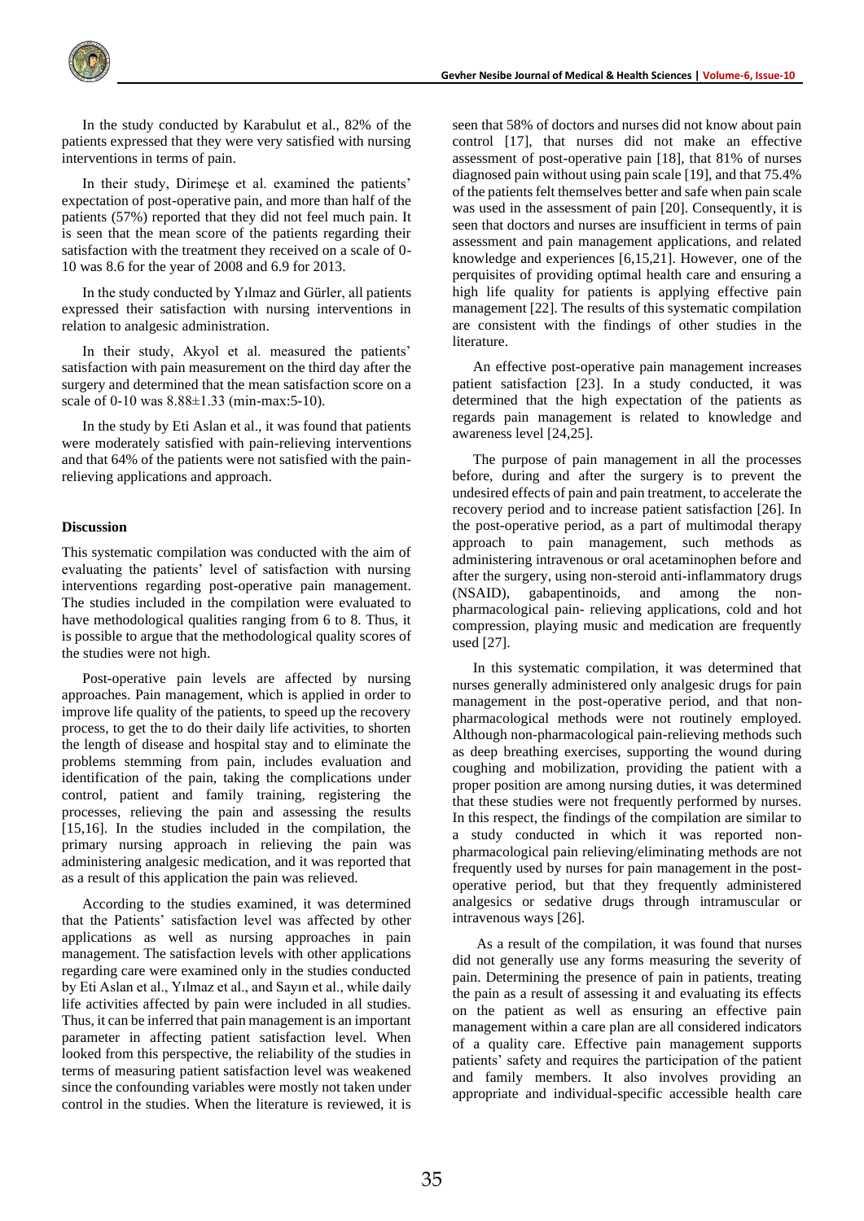In the study conducted by Karabulut et al., 82% of the patients expressed that they were very satisfied with nursing interventions in terms of pain.

In their study, Dirimeşe et al. examined the patients' expectation of post-operative pain, and more than half of the patients (57%) reported that they did not feel much pain. It is seen that the mean score of the patients regarding their satisfaction with the treatment they received on a scale of 0-10 was 8.6 for the year of 2008 and 6.9 for 2013.

In the study conducted by Yılmaz and Gürler, all patients expressed their satisfaction with nursing interventions in relation to analgesic administration.

In their study, Akyol et al. measured the patients' satisfaction with pain measurement on the third day after the surgery and determined that the mean satisfaction score on a scale of 0-10 was 8.88±1.33 (min-max:5-10).

In the study by Eti Aslan et al., it was found that patients were moderately satisfied with pain-relieving interventions and that 64% of the patients were not satisfied with the pain-relieving applications and approach.

**Discussion**

This systematic compilation was conducted with the aim of evaluating the patients' level of satisfaction with nursing interventions regarding post-operative pain management. The studies included in the compilation were evaluated to have methodological qualities ranging from 6 to 8. Thus, it is possible to argue that the methodological quality scores of the studies were not high.

Post-operative pain levels are affected by nursing approaches. Pain management, which is applied in order to improve life quality of the patients, to speed up the recovery process, to get the to do their daily life activities, to shorten the length of disease and hospital stay and to eliminate the problems stemming from pain, includes evaluation and identification of the pain, taking the complications under control, patient and family training, registering the processes, relieving the pain and assessing the results [15,16]. In the studies included in the compilation, the primary nursing approach in relieving the pain was administering analgesic medication, and it was reported that as a result of this application the pain was relieved.

According to the studies examined, it was determined that the Patients' satisfaction level was affected by other applications as well as nursing approaches in pain management. The satisfaction levels with other applications regarding care were examined only in the studies conducted by Eti Aslan et al., Yılmaz et al., and Sayın et al., while daily life activities affected by pain were included in all studies. Thus, it can be inferred that pain management is an important parameter in affecting patient satisfaction level. When looked from this perspective, the reliability of the studies in terms of measuring patient satisfaction level was weakened since the confounding variables were mostly not taken under control in the studies. When the literature is reviewed, it is seen that 58% of doctors and nurses did not know about pain control [17], that nurses did not make an effective assessment of post-operative pain [18], that 81% of nurses diagnosed pain without using pain scale [19], and that 75.4% of the patients felt themselves better and safe when pain scale was used in the assessment of pain [20]. Consequently, it is seen that doctors and nurses are insufficient in terms of pain assessment and pain management applications, and related knowledge and experiences [6,15,21]. However, one of the perquisites of providing optimal health care and ensuring a high life quality for patients is applying effective pain management [22]. The results of this systematic compilation are consistent with the findings of other studies in the literature.

An effective post-operative pain management increases patient satisfaction [23]. In a study conducted, it was determined that the high expectation of the patients as regards pain management is related to knowledge and awareness level [24,25].

The purpose of pain management in all the processes before, during and after the surgery is to prevent the undesired effects of pain and pain treatment, to accelerate the recovery period and to increase patient satisfaction [26]. In the post-operative period, as a part of multimodal therapy approach to pain management, such methods as administering intravenous or oral acetaminophen before and after the surgery, using non-steroid anti-inflammatory drugs (NSAID), gabapentinoids, and among the non-pharmacological pain- relieving applications, cold and hot compression, playing music and medication are frequently used [27].

In this systematic compilation, it was determined that nurses generally administered only analgesic drugs for pain management in the post-operative period, and that non-pharmacological methods were not routinely employed. Although non-pharmacological pain-relieving methods such as deep breathing exercises, supporting the wound during coughing and mobilization, providing the patient with a proper position are among nursing duties, it was determined that these studies were not frequently performed by nurses. In this respect, the findings of the compilation are similar to a study conducted in which it was reported non-pharmacological pain relieving/eliminating methods are not frequently used by nurses for pain management in the post-operative period, but that they frequently administered analgesics or sedative drugs through intramuscular or intravenous ways [26].

As a result of the compilation, it was found that nurses did not generally use any forms measuring the severity of pain. Determining the presence of pain in patients, treating the pain as a result of assessing it and evaluating its effects on the patient as well as ensuring an effective pain management within a care plan are all considered indicators of a quality care. Effective pain management supports patients' safety and requires the participation of the patient and family members. It also involves providing an appropriate and individual-specific accessible health care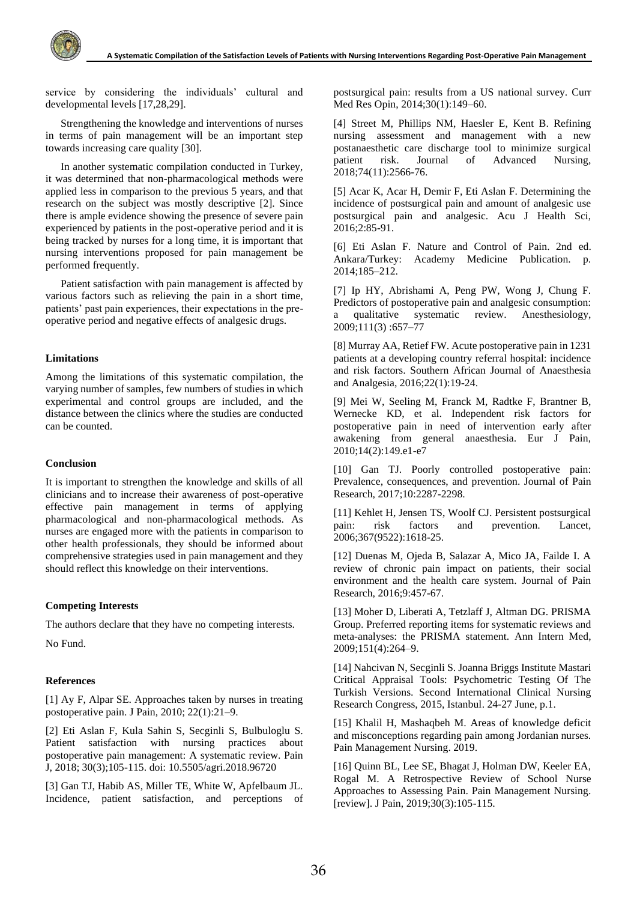service by considering the individuals' cultural and developmental levels [17,28,29].

Strengthening the knowledge and interventions of nurses in terms of pain management will be an important step towards increasing care quality [30].

In another systematic compilation conducted in Turkey, it was determined that non-pharmacological methods were applied less in comparison to the previous 5 years, and that research on the subject was mostly descriptive [2]. Since there is ample evidence showing the presence of severe pain experienced by patients in the post-operative period and it is being tracked by nurses for a long time, it is important that nursing interventions proposed for pain management be performed frequently.

Patient satisfaction with pain management is affected by various factors such as relieving the pain in a short time, patients' past pain experiences, their expectations in the pre-operative period and negative effects of analgesic drugs.

**Limitations**

Among the limitations of this systematic compilation, the varying number of samples, few numbers of studies in which experimental and control groups are included, and the distance between the clinics where the studies are conducted can be counted.

**Conclusion**

It is important to strengthen the knowledge and skills of all clinicians and to increase their awareness of post-operative effective pain management in terms of applying pharmacological and non-pharmacological methods. As nurses are engaged more with the patients in comparison to other health professionals, they should be informed about comprehensive strategies used in pain management and they should reflect this knowledge on their interventions.

**Competing Interests**

The authors declare that they have no competing interests.

No Fund.

**References**

[1] Ay F, Alpar SE. Approaches taken by nurses in treating postoperative pain. J Pain, 2010; 22(1):21–9.

[2] Eti Aslan F, Kula Sahin S, Secginli S, Bulbuloglu S. Patient satisfaction with nursing practices about postoperative pain management: A systematic review. Pain J, 2018; 30(3);105-115. doi: 10.5505/agri.2018.96720

[3] Gan TJ, Habib AS, Miller TE, White W, Apfelbaum JL. Incidence, patient satisfaction, and perceptions of postsurgical pain: results from a US national survey. Curr Med Res Opin, 2014;30(1):149–60.

[4] Street M, Phillips NM, Haesler E, Kent B. Refining nursing assessment and management with a new postanaesthetic care discharge tool to minimize surgical patient risk. Journal of Advanced Nursing, 2018;74(11):2566-76.

[5] Acar K, Acar H, Demir F, Eti Aslan F. Determining the incidence of postsurgical pain and amount of analgesic use postsurgical pain and analgesic. Acu J Health Sci, 2016;2:85-91.

[6] Eti Aslan F. Nature and Control of Pain. 2nd ed. Ankara/Turkey: Academy Medicine Publication. p. 2014;185–212.

[7] Ip HY, Abrishami A, Peng PW, Wong J, Chung F. Predictors of postoperative pain and analgesic consumption: a qualitative systematic review. Anesthesiology, 2009;111(3) :657–77

[8] Murray AA, Retief FW. Acute postoperative pain in 1231 patients at a developing country referral hospital: incidence and risk factors. Southern African Journal of Anaesthesia and Analgesia, 2016;22(1):19-24.

[9] Mei W, Seeling M, Franck M, Radtke F, Brantner B, Wernecke KD, et al. Independent risk factors for postoperative pain in need of intervention early after awakening from general anaesthesia. Eur J Pain, 2010;14(2):149.e1-e7

[10] Gan TJ. Poorly controlled postoperative pain: Prevalence, consequences, and prevention. Journal of Pain Research, 2017;10:2287-2298.

[11] Kehlet H, Jensen TS, Woolf CJ. Persistent postsurgical pain: risk factors and prevention. Lancet, 2006;367(9522):1618-25.

[12] Duenas M, Ojeda B, Salazar A, Mico JA, Failde I. A review of chronic pain impact on patients, their social environment and the health care system. Journal of Pain Research, 2016;9:457-67.

[13] Moher D, Liberati A, Tetzlaff J, Altman DG. PRISMA Group. Preferred reporting items for systematic reviews and meta-analyses: the PRISMA statement. Ann Intern Med, 2009;151(4):264–9.

[14] Nahcivan N, Secginli S. Joanna Briggs Institute Mastari Critical Appraisal Tools: Psychometric Testing Of The Turkish Versions. Second International Clinical Nursing Research Congress, 2015, Istanbul. 24-27 June, p.1.

[15] Khalil H, Mashaqbeh M. Areas of knowledge deficit and misconceptions regarding pain among Jordanian nurses. Pain Management Nursing. 2019.

[16] Quinn BL, Lee SE, Bhagat J, Holman DW, Keeler EA, Rogal M. A Retrospective Review of School Nurse Approaches to Assessing Pain. Pain Management Nursing. [review]. J Pain, 2019;30(3):105-115.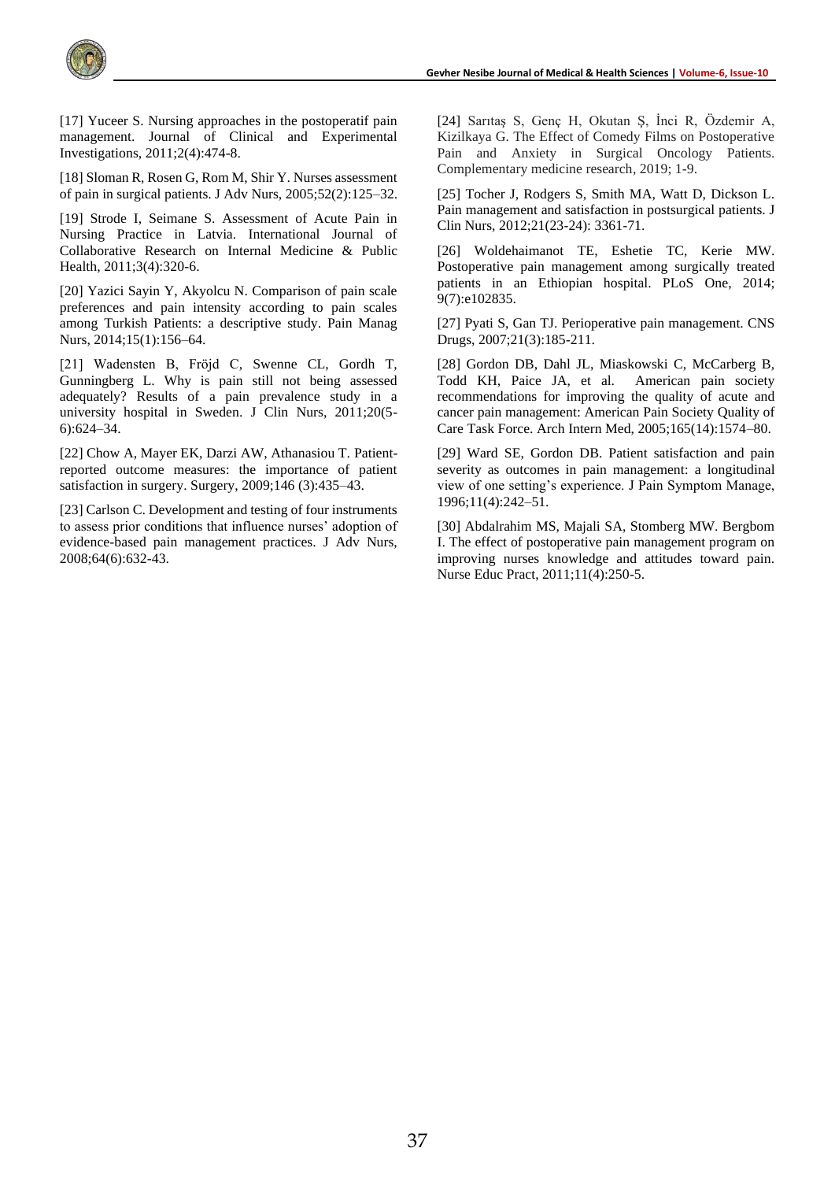[17] Yuceer S. Nursing approaches in the postoperatif pain management. Journal of Clinical and Experimental Investigations, 2011;2(4):474-8.

[18] Sloman R, Rosen G, Rom M, Shir Y. Nurses assessment of pain in surgical patients. J Adv Nurs, 2005;52(2):125–32.

[19] Strode I, Seimane S. Assessment of Acute Pain in Nursing Practice in Latvia. International Journal of Collaborative Research on Internal Medicine & Public Health, 2011;3(4):320-6.

[20] Yazici Sayin Y, Akyolcu N. Comparison of pain scale preferences and pain intensity according to pain scales among Turkish Patients: a descriptive study. Pain Manag Nurs, 2014;15(1):156–64.

[21] Wadensten B, Fröjd C, Swenne CL, Gordh T, Gunningberg L. Why is pain still not being assessed adequately? Results of a pain prevalence study in a university hospital in Sweden. J Clin Nurs, 2011;20(5-6):624–34.

[22] Chow A, Mayer EK, Darzi AW, Athanasiou T. Patient-reported outcome measures: the importance of patient satisfaction in surgery. Surgery, 2009;146 (3):435–43.

[23] Carlson C. Development and testing of four instruments to assess prior conditions that influence nurses' adoption of evidence-based pain management practices. J Adv Nurs, 2008;64(6):632-43.

[24] Sarıtaş S, Genç H, Okutan Ş, İnci R, Özdemir A, Kizilkaya G. The Effect of Comedy Films on Postoperative Pain and Anxiety in Surgical Oncology Patients. Complementary medicine research, 2019; 1-9.

[25] Tocher J, Rodgers S, Smith MA, Watt D, Dickson L. Pain management and satisfaction in postsurgical patients. J Clin Nurs, 2012;21(23-24): 3361-71.

[26] Woldehaimanot TE, Eshetie TC, Kerie MW. Postoperative pain management among surgically treated patients in an Ethiopian hospital. PLoS One, 2014; 9(7):e102835.

[27] Pyati S, Gan TJ. Perioperative pain management. CNS Drugs, 2007;21(3):185-211.

[28] Gordon DB, Dahl JL, Miaskowski C, McCarberg B, Todd KH, Paice JA, et al. American pain society recommendations for improving the quality of acute and cancer pain management: American Pain Society Quality of Care Task Force. Arch Intern Med, 2005;165(14):1574–80.

[29] Ward SE, Gordon DB. Patient satisfaction and pain severity as outcomes in pain management: a longitudinal view of one setting's experience. J Pain Symptom Manage, 1996;11(4):242–51.

[30] Abdalrahim MS, Majali SA, Stomberg MW. Bergbom I. The effect of postoperative pain management program on improving nurses knowledge and attitudes toward pain. Nurse Educ Pract, 2011;11(4):250-5.